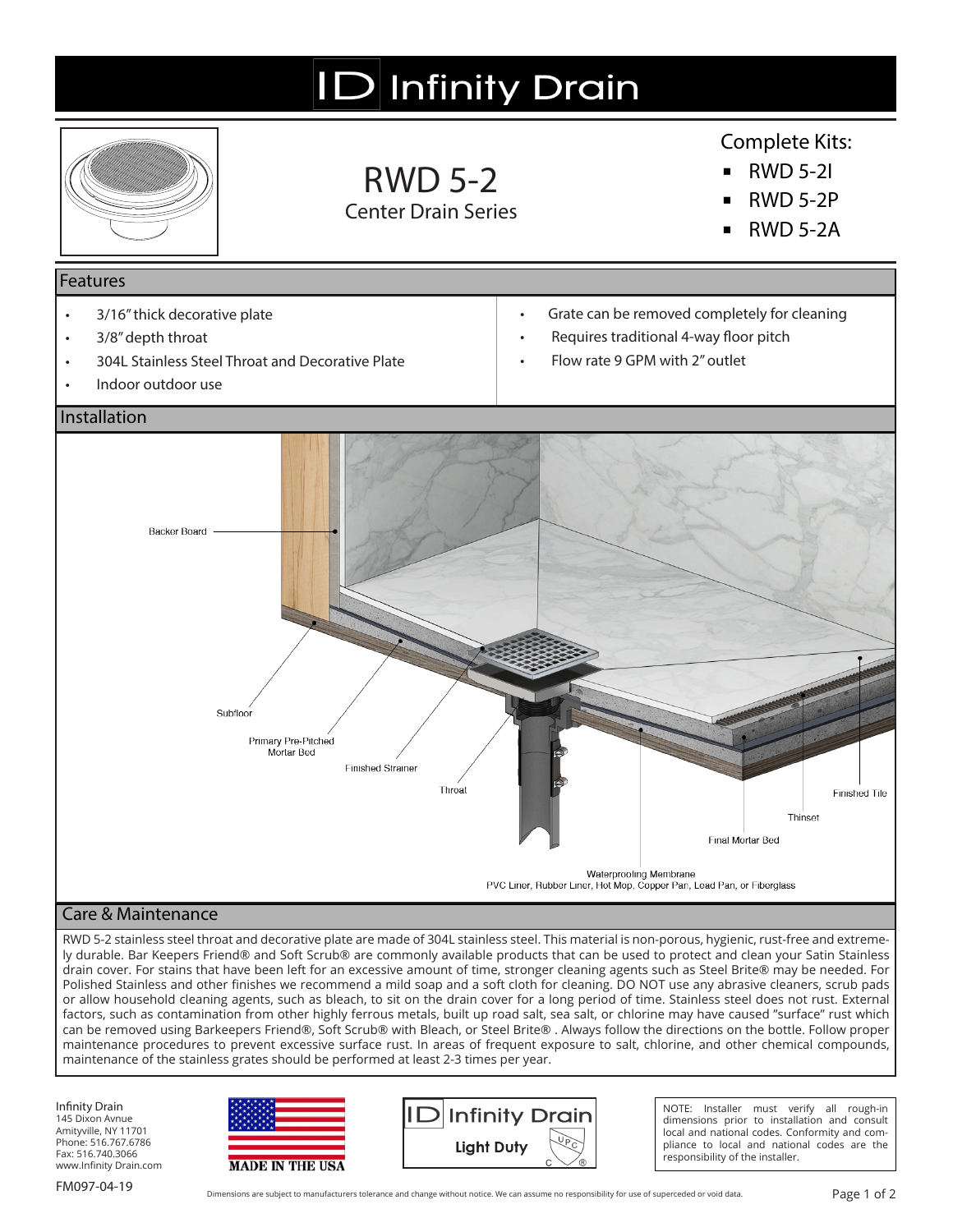# Infinity Drain

## RWD 5-2

Center Drain Series

Complete Kits:

- RWD 5-2I
- RWD 5-2P
- RWD 5-2A

## Features

- 3/16" thick decorative plate
- 3/8" depth throat
- 304L Stainless Steel Throat and Decorative Plate
- Indoor outdoor use
- Grate can be removed completely for cleaning
- Requires traditional 4-way floor pitch
- Flow rate 9 GPM with 2" outlet

## Installation

Backer Board

Subfloor

Primary Pre-Pitched Mortar Bed

Finished Strainer

Throat

Finished Tile

Thinset

Final Mortar Bed

Waterproofing Membrane
PVC Liner, Rubber Liner, Hot Mop, Copper Pan, Lead Pan, or Fiberglass

## Care & Maintenance

RWD 5-2 stainless steel throat and decorative plate are made of 304L stainless steel. This material is non-porous, hygienic, rust-free and extremely durable. Bar Keepers Friend® and Soft Scrub® are commonly available products that can be used to protect and clean your Satin Stainless drain cover. For stains that have been left for an excessive amount of time, stronger cleaning agents such as Steel Brite® may be needed. For Polished Stainless and other finishes we recommend a mild soap and a soft cloth for cleaning. DO NOT use any abrasive cleaners, scrub pads or allow household cleaning agents, such as bleach, to sit on the drain cover for a long period of time. Stainless steel does not rust. External factors, such as contamination from other highly ferrous metals, built up road salt, sea salt, or chlorine may have caused "surface" rust which can be removed using Barkeepers Friend®, Soft Scrub® with Bleach, or Steel Brite® . Always follow the directions on the bottle. Follow proper maintenance procedures to prevent excessive surface rust. In areas of frequent exposure to salt, chlorine, and other chemical compounds, maintenance of the stainless grates should be performed at least 2-3 times per year.

Infinity Drain
145 Dixon Avnue
Amityville, NY 11701
Phone: 516.767.6786
Fax: 516.740.3066
www.Infinity Drain.com

MADE IN THE USA

Infinity Drain
Light Duty

NOTE: Installer must verify all rough-in dimensions prior to installation and consult local and national codes. Conformity and compliance to local and national codes are the responsibility of the installer.

FM097-04-19

Dimensions are subject to manufacturers tolerance and change without notice. We can assume no responsibility for use of superceded or void data.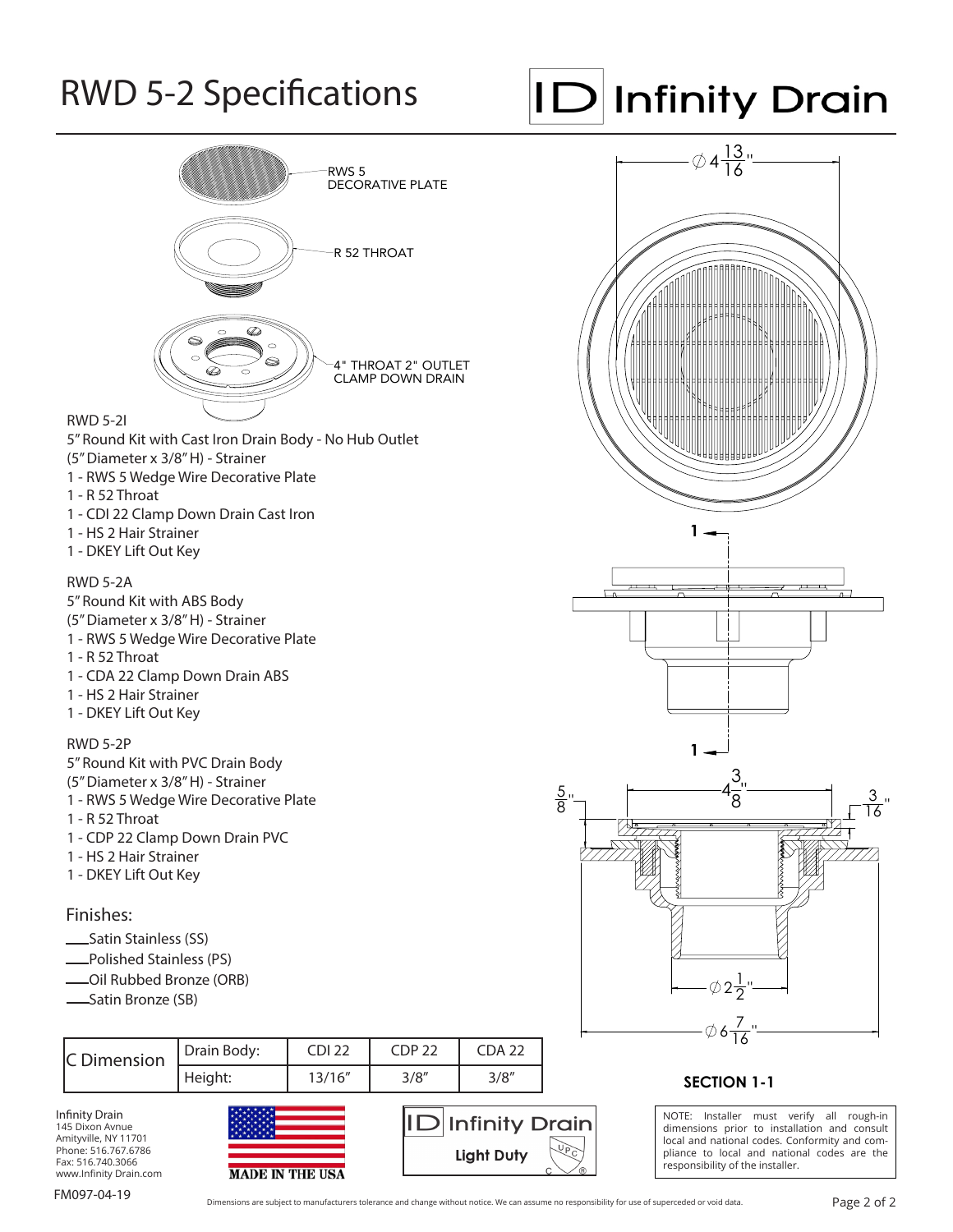# RWD 5-2 Specifications

Infinity Drain

RWS 5
DECORATIVE PLATE

R 52 THROAT

4" THROAT 2" OUTLET
CLAMP DOWN DRAIN

RWD 5-2I
5" Round Kit with Cast Iron Drain Body - No Hub Outlet
(5" Diameter x 3/8" H) - Strainer
1 - RWS 5 Wedge Wire Decorative Plate
1 - R 52 Throat
1 - CDI 22 Clamp Down Drain Cast Iron
1 - HS 2 Hair Strainer
1 - DKEY Lift Out Key

RWD 5-2A
5" Round Kit with ABS Body
(5" Diameter x 3/8" H) - Strainer
1 - RWS 5 Wedge Wire Decorative Plate
1 - R 52 Throat
1 - CDA 22 Clamp Down Drain ABS
1 - HS 2 Hair Strainer
1 - DKEY Lift Out Key

RWD 5-2P
5" Round Kit with PVC Drain Body
(5" Diameter x 3/8" H) - Strainer
1 - RWS 5 Wedge Wire Decorative Plate
1 - R 52 Throat
1 - CDP 22 Clamp Down Drain PVC
1 - HS 2 Hair Strainer
1 - DKEY Lift Out Key

## Finishes:

\_\_\_Satin Stainless (SS)
\_\_\_Polished Stainless (PS)
\_\_\_Oil Rubbed Bronze (ORB)
\_\_\_Satin Bronze (SB)

| C Dimension | Drain Body: | CDI 22 | CDP 22 | CDA 22 |
|---|---|---|---|---|
| | Height: | 13/16" | 3/8" | 3/8" |

$\varnothing 4\frac{13}{16}$"

1

1

$4\frac{3}{8}$"

$\frac{5}{8}$"

$\frac{3}{16}$"

$\varnothing 2\frac{1}{2}$"

$\varnothing 6\frac{7}{16}$"

**SECTION 1-1**

NOTE: Installer must verify all rough-in dimensions prior to installation and consult local and national codes. Conformity and compliance to local and national codes are the responsibility of the installer.

Infinity Drain
145 Dixon Avnue
Amityville, NY 11701
Phone: 516.767.6786
Fax: 516.740.3066
www.Infinity Drain.com

MADE IN THE USA

Infinity Drain
Light Duty

FM097-04-19

Dimensions are subject to manufacturers tolerance and change without notice. We can assume no responsibility for use of superceded or void data.